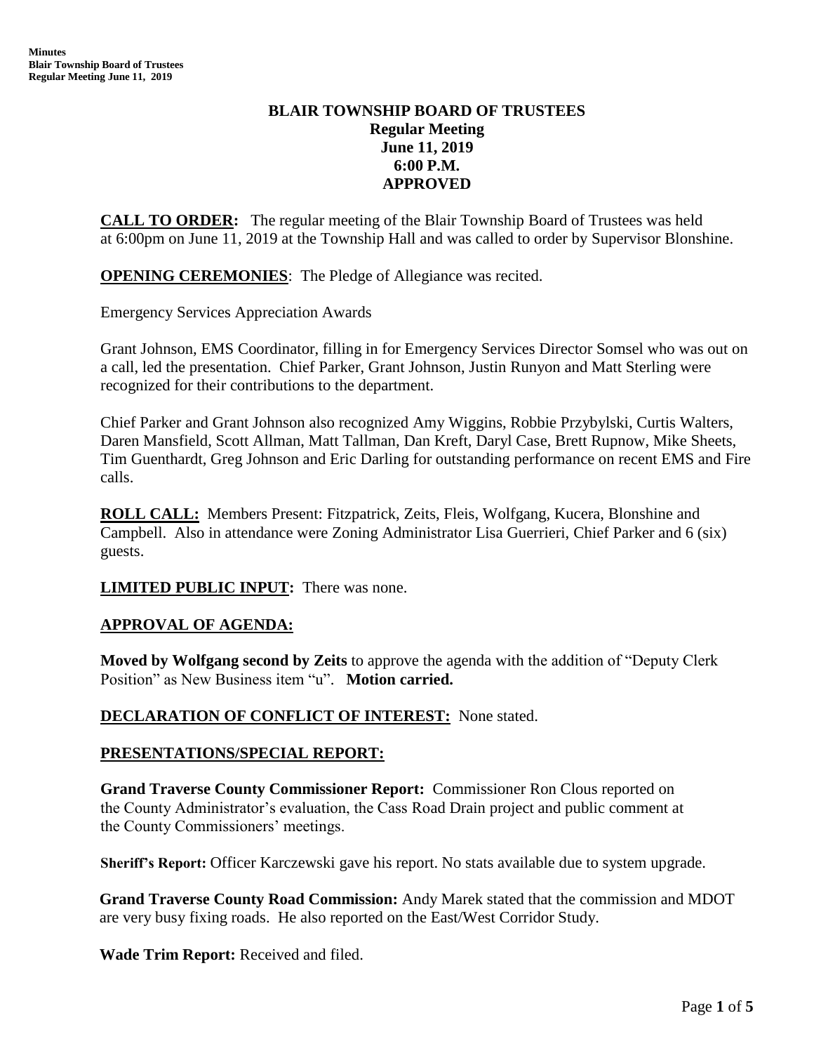# BLAIR TOWNSHIP BOARD OF TRUSTEES

## Regular Meeting
## June 11, 2019
## 6:00 P.M.
## APPROVED

**CALL TO ORDER:** The regular meeting of the Blair Township Board of Trustees was held at 6:00pm on June 11, 2019 at the Township Hall and was called to order by Supervisor Blonshine.

**OPENING CEREMONIES**: The Pledge of Allegiance was recited.

Emergency Services Appreciation Awards

Grant Johnson, EMS Coordinator, filling in for Emergency Services Director Somsel who was out on a call, led the presentation. Chief Parker, Grant Johnson, Justin Runyon and Matt Sterling were recognized for their contributions to the department.

Chief Parker and Grant Johnson also recognized Amy Wiggins, Robbie Przybylski, Curtis Walters, Daren Mansfield, Scott Allman, Matt Tallman, Dan Kreft, Daryl Case, Brett Rupnow, Mike Sheets, Tim Guenthardt, Greg Johnson and Eric Darling for outstanding performance on recent EMS and Fire calls.

**ROLL CALL:** Members Present: Fitzpatrick, Zeits, Fleis, Wolfgang, Kucera, Blonshine and Campbell. Also in attendance were Zoning Administrator Lisa Guerrieri, Chief Parker and 6 (six) guests.

**LIMITED PUBLIC INPUT:** There was none.

**APPROVAL OF AGENDA:**

**Moved by Wolfgang second by Zeits** to approve the agenda with the addition of "Deputy Clerk Position" as New Business item "u". **Motion carried.**

**DECLARATION OF CONFLICT OF INTEREST:** None stated.

**PRESENTATIONS/SPECIAL REPORT:**

**Grand Traverse County Commissioner Report:** Commissioner Ron Clous reported on the County Administrator's evaluation, the Cass Road Drain project and public comment at the County Commissioners' meetings.

**Sheriff's Report:** Officer Karczewski gave his report. No stats available due to system upgrade.

**Grand Traverse County Road Commission:** Andy Marek stated that the commission and MDOT are very busy fixing roads. He also reported on the East/West Corridor Study.

**Wade Trim Report:** Received and filed.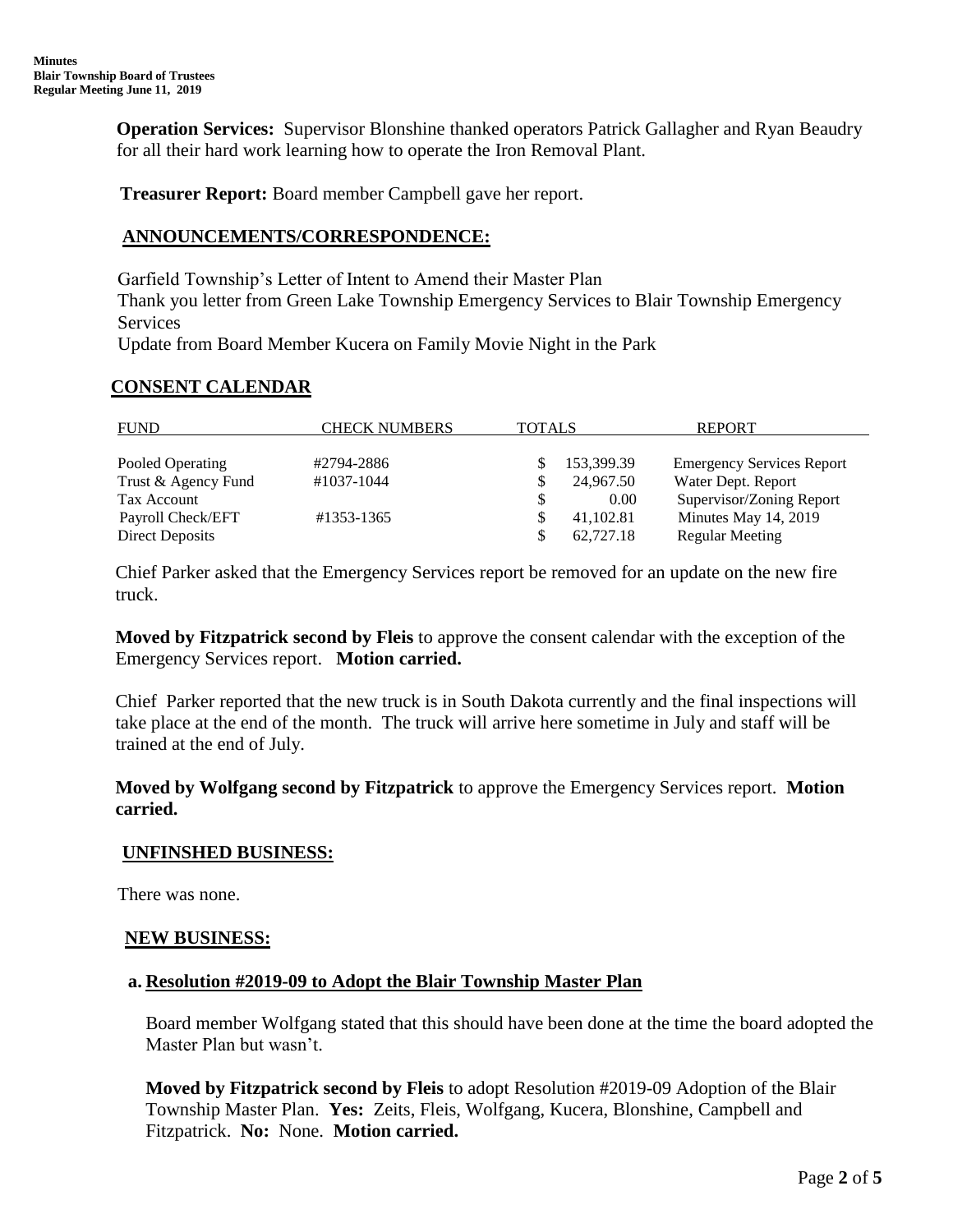**Operation Services:** Supervisor Blonshine thanked operators Patrick Gallagher and Ryan Beaudry for all their hard work learning how to operate the Iron Removal Plant.

**Treasurer Report:** Board member Campbell gave her report.

## ANNOUNCEMENTS/CORRESPONDENCE:

Garfield Township's Letter of Intent to Amend their Master Plan
Thank you letter from Green Lake Township Emergency Services to Blair Township Emergency Services
Update from Board Member Kucera on Family Movie Night in the Park

## CONSENT CALENDAR

| FUND | CHECK NUMBERS | TOTALS | REPORT |
|---|---|---|---|
| Pooled Operating | #2794-2886 | $ 153,399.39 | Emergency Services Report |
| Trust & Agency Fund | #1037-1044 | $ 24,967.50 | Water Dept. Report |
| Tax Account | | $ 0.00 | Supervisor/Zoning Report |
| Payroll Check/EFT | #1353-1365 | $ 41,102.81 | Minutes May 14, 2019 |
| Direct Deposits | | $ 62,727.18 | Regular Meeting |

Chief Parker asked that the Emergency Services report be removed for an update on the new fire truck.

**Moved by Fitzpatrick second by Fleis** to approve the consent calendar with the exception of the Emergency Services report. **Motion carried.**

Chief Parker reported that the new truck is in South Dakota currently and the final inspections will take place at the end of the month. The truck will arrive here sometime in July and staff will be trained at the end of July.

**Moved by Wolfgang second by Fitzpatrick** to approve the Emergency Services report. **Motion carried.**

## UNFINSHED BUSINESS:

There was none.

## NEW BUSINESS:

### a. Resolution #2019-09 to Adopt the Blair Township Master Plan

Board member Wolfgang stated that this should have been done at the time the board adopted the Master Plan but wasn't.

**Moved by Fitzpatrick second by Fleis** to adopt Resolution #2019-09 Adoption of the Blair Township Master Plan. **Yes:** Zeits, Fleis, Wolfgang, Kucera, Blonshine, Campbell and Fitzpatrick. **No:** None. **Motion carried.**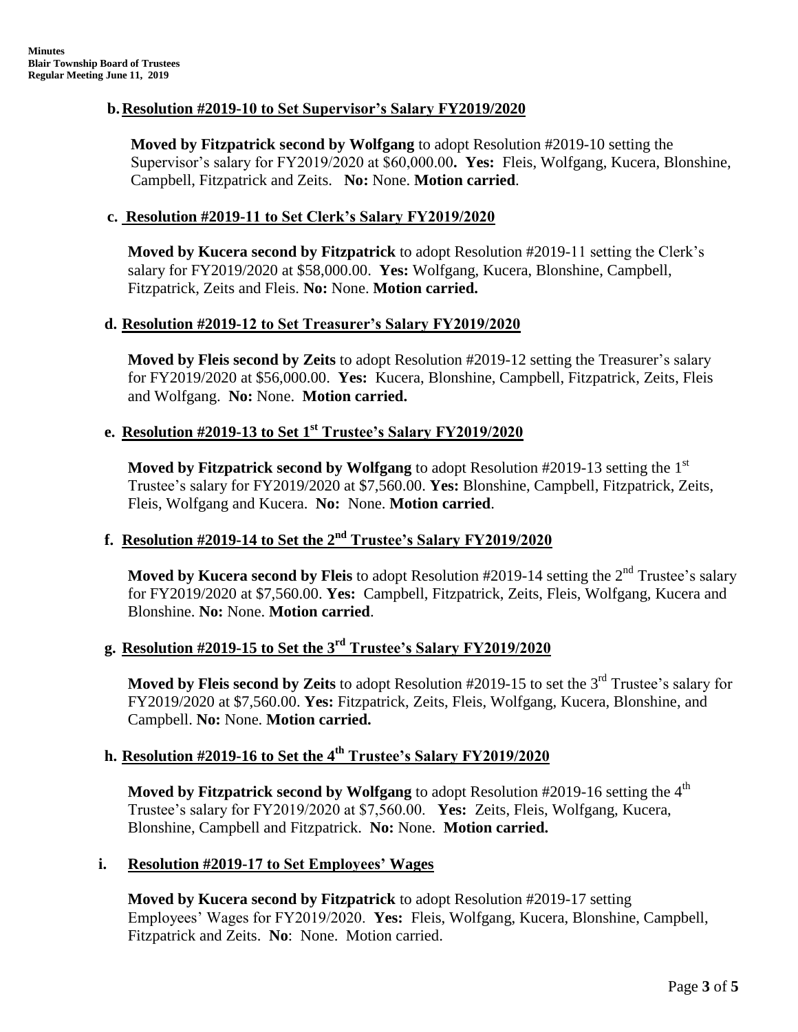### b. Resolution #2019-10 to Set Supervisor's Salary FY2019/2020

**Moved by Fitzpatrick second by Wolfgang** to adopt Resolution #2019-10 setting the Supervisor's salary for FY2019/2020 at $60,000.00**. Yes:** Fleis, Wolfgang, Kucera, Blonshine, Campbell, Fitzpatrick and Zeits. **No:** None. **Motion carried**.

### c. Resolution #2019-11 to Set Clerk's Salary FY2019/2020

**Moved by Kucera second by Fitzpatrick** to adopt Resolution #2019-11 setting the Clerk's salary for FY2019/2020 at $58,000.00. **Yes:** Wolfgang, Kucera, Blonshine, Campbell, Fitzpatrick, Zeits and Fleis. **No:** None. **Motion carried.**

### d. Resolution #2019-12 to Set Treasurer's Salary FY2019/2020

**Moved by Fleis second by Zeits** to adopt Resolution #2019-12 setting the Treasurer's salary for FY2019/2020 at $56,000.00. **Yes:** Kucera, Blonshine, Campbell, Fitzpatrick, Zeits, Fleis and Wolfgang. **No:** None. **Motion carried.**

### e. Resolution #2019-13 to Set 1st Trustee's Salary FY2019/2020

**Moved by Fitzpatrick second by Wolfgang** to adopt Resolution #2019-13 setting the 1st Trustee's salary for FY2019/2020 at $7,560.00. **Yes:** Blonshine, Campbell, Fitzpatrick, Zeits, Fleis, Wolfgang and Kucera. **No:** None. **Motion carried**.

### f. Resolution #2019-14 to Set the 2nd Trustee's Salary FY2019/2020

**Moved by Kucera second by Fleis** to adopt Resolution #2019-14 setting the 2nd Trustee's salary for FY2019/2020 at $7,560.00. **Yes:** Campbell, Fitzpatrick, Zeits, Fleis, Wolfgang, Kucera and Blonshine. **No:** None. **Motion carried**.

### g. Resolution #2019-15 to Set the 3rd Trustee's Salary FY2019/2020

**Moved by Fleis second by Zeits** to adopt Resolution #2019-15 to set the 3rd Trustee's salary for FY2019/2020 at $7,560.00. **Yes:** Fitzpatrick, Zeits, Fleis, Wolfgang, Kucera, Blonshine, and Campbell. **No:** None. **Motion carried.**

### h. Resolution #2019-16 to Set the 4th Trustee's Salary FY2019/2020

**Moved by Fitzpatrick second by Wolfgang** to adopt Resolution #2019-16 setting the 4th Trustee's salary for FY2019/2020 at $7,560.00. **Yes:** Zeits, Fleis, Wolfgang, Kucera, Blonshine, Campbell and Fitzpatrick. **No:** None. **Motion carried.**

### i. Resolution #2019-17 to Set Employees' Wages

**Moved by Kucera second by Fitzpatrick** to adopt Resolution #2019-17 setting Employees' Wages for FY2019/2020. **Yes:** Fleis, Wolfgang, Kucera, Blonshine, Campbell, Fitzpatrick and Zeits. **No**: None. Motion carried.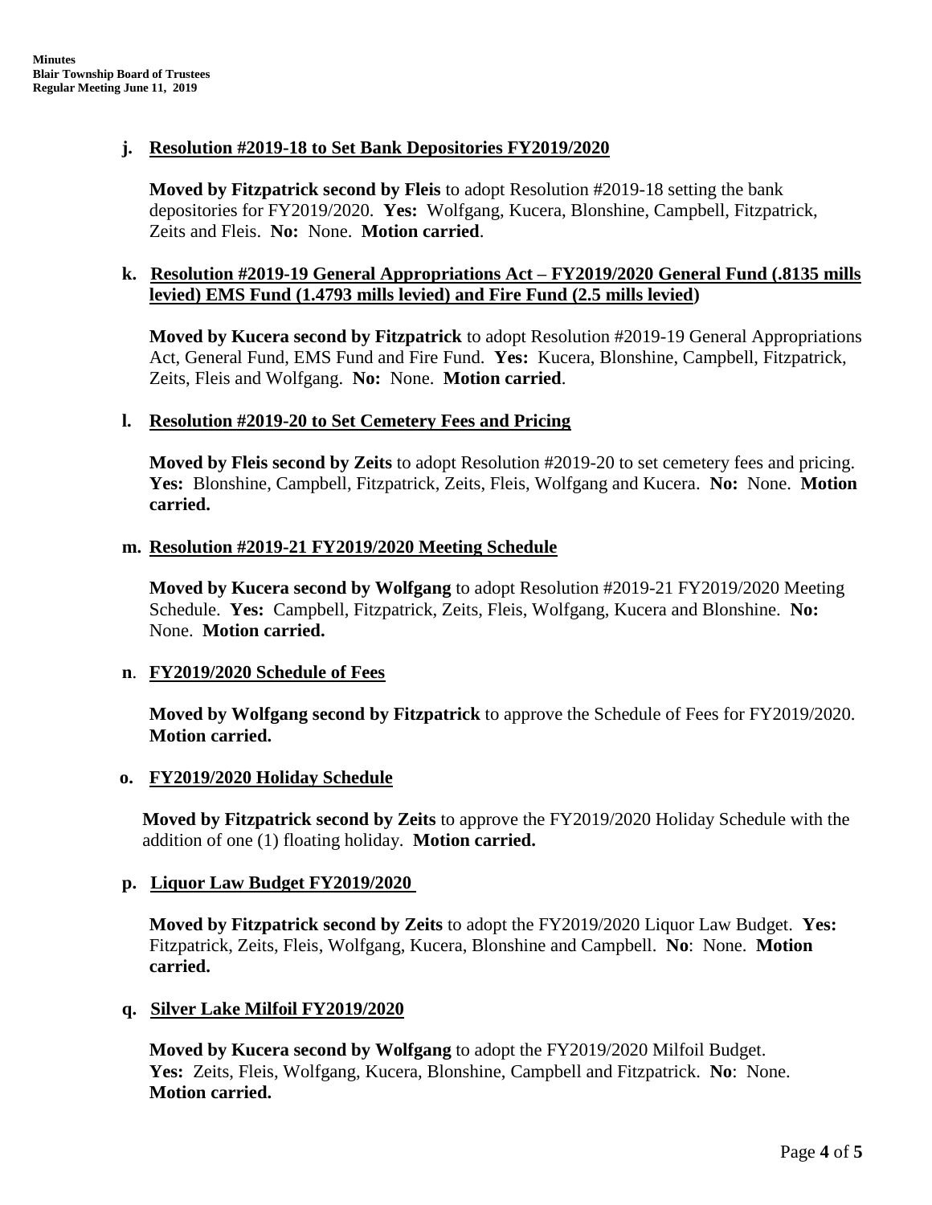**j. Resolution #2019-18 to Set Bank Depositories FY2019/2020**

**Moved by Fitzpatrick second by Fleis** to adopt Resolution #2019-18 setting the bank depositories for FY2019/2020. **Yes:** Wolfgang, Kucera, Blonshine, Campbell, Fitzpatrick, Zeits and Fleis. **No:** None. **Motion carried**.

**k. Resolution #2019-19 General Appropriations Act – FY2019/2020 General Fund (.8135 mills levied) EMS Fund (1.4793 mills levied) and Fire Fund (2.5 mills levied)**

**Moved by Kucera second by Fitzpatrick** to adopt Resolution #2019-19 General Appropriations Act, General Fund, EMS Fund and Fire Fund. **Yes:** Kucera, Blonshine, Campbell, Fitzpatrick, Zeits, Fleis and Wolfgang. **No:** None. **Motion carried**.

**l. Resolution #2019-20 to Set Cemetery Fees and Pricing**

**Moved by Fleis second by Zeits** to adopt Resolution #2019-20 to set cemetery fees and pricing. **Yes:** Blonshine, Campbell, Fitzpatrick, Zeits, Fleis, Wolfgang and Kucera. **No:** None. **Motion carried.**

**m. Resolution #2019-21 FY2019/2020 Meeting Schedule**

**Moved by Kucera second by Wolfgang** to adopt Resolution #2019-21 FY2019/2020 Meeting Schedule. **Yes:** Campbell, Fitzpatrick, Zeits, Fleis, Wolfgang, Kucera and Blonshine. **No:** None. **Motion carried.**

**n. FY2019/2020 Schedule of Fees**

**Moved by Wolfgang second by Fitzpatrick** to approve the Schedule of Fees for FY2019/2020. **Motion carried.**

**o. FY2019/2020 Holiday Schedule**

**Moved by Fitzpatrick second by Zeits** to approve the FY2019/2020 Holiday Schedule with the addition of one (1) floating holiday. **Motion carried.**

**p. Liquor Law Budget FY2019/2020**

**Moved by Fitzpatrick second by Zeits** to adopt the FY2019/2020 Liquor Law Budget. **Yes:** Fitzpatrick, Zeits, Fleis, Wolfgang, Kucera, Blonshine and Campbell. **No**: None. **Motion carried.**

**q. Silver Lake Milfoil FY2019/2020**

**Moved by Kucera second by Wolfgang** to adopt the FY2019/2020 Milfoil Budget. **Yes:** Zeits, Fleis, Wolfgang, Kucera, Blonshine, Campbell and Fitzpatrick. **No**: None. **Motion carried.**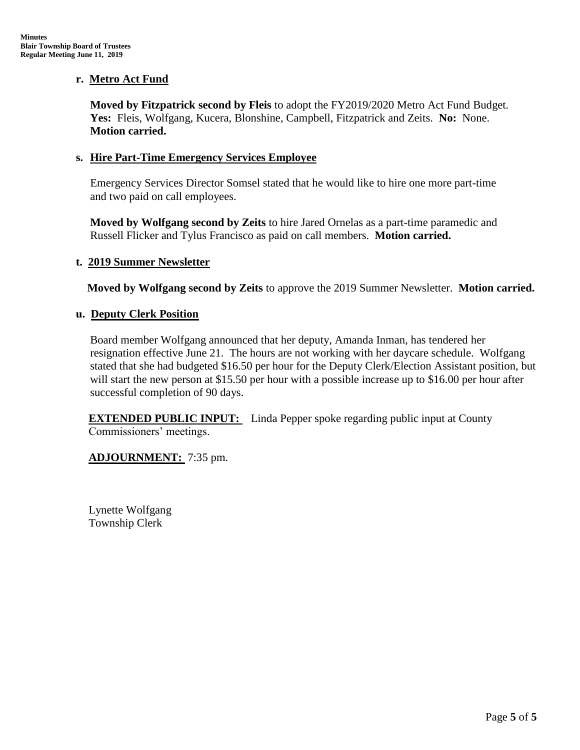**r. Metro Act Fund**

**Moved by Fitzpatrick second by Fleis** to adopt the FY2019/2020 Metro Act Fund Budget. **Yes:** Fleis, Wolfgang, Kucera, Blonshine, Campbell, Fitzpatrick and Zeits. **No:** None. **Motion carried.**

**s. Hire Part-Time Emergency Services Employee**

Emergency Services Director Somsel stated that he would like to hire one more part-time and two paid on call employees.

**Moved by Wolfgang second by Zeits** to hire Jared Ornelas as a part-time paramedic and Russell Flicker and Tylus Francisco as paid on call members. **Motion carried.**

**t. 2019 Summer Newsletter**

**Moved by Wolfgang second by Zeits** to approve the 2019 Summer Newsletter. **Motion carried.**

**u. Deputy Clerk Position**

Board member Wolfgang announced that her deputy, Amanda Inman, has tendered her resignation effective June 21. The hours are not working with her daycare schedule. Wolfgang stated that she had budgeted $16.50 per hour for the Deputy Clerk/Election Assistant position, but will start the new person at $15.50 per hour with a possible increase up to $16.00 per hour after successful completion of 90 days.

**EXTENDED PUBLIC INPUT:** Linda Pepper spoke regarding public input at County Commissioners' meetings.

**ADJOURNMENT:** 7:35 pm.

Lynette Wolfgang
Township Clerk